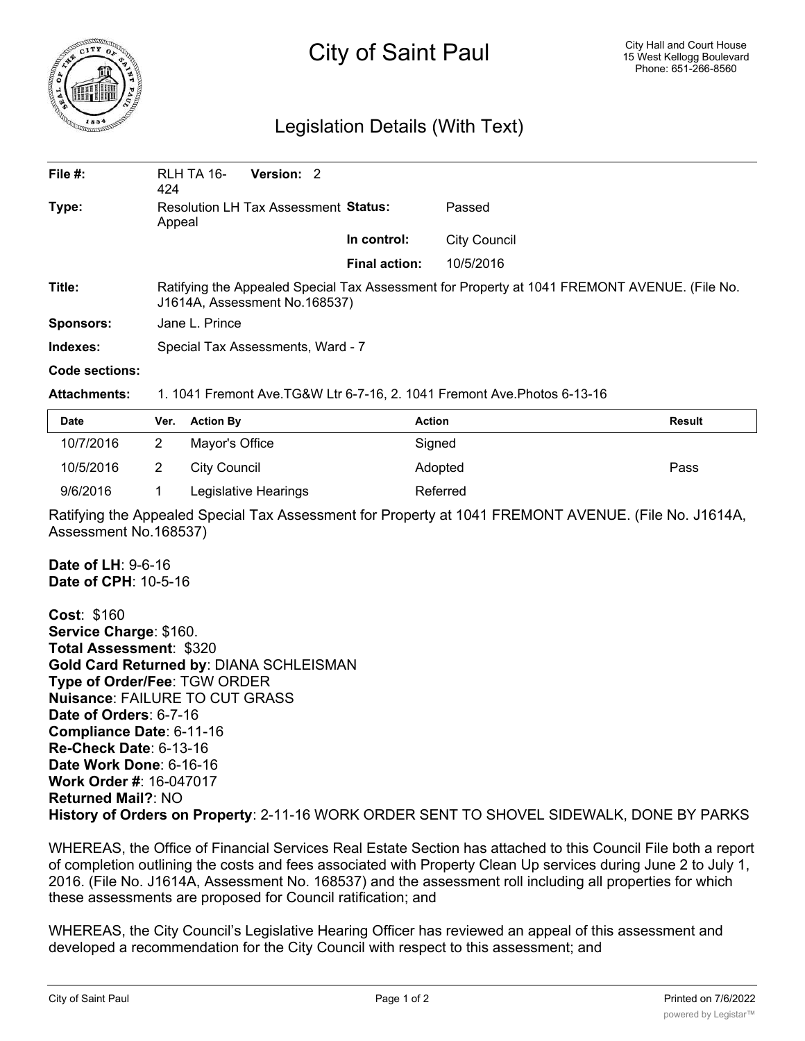# City of Saint Paul

City Hall and Court House
15 West Kellogg Boulevard
Phone: 651-266-8560

## Legislation Details (With Text)

| | | | |
|---|---|---|---|
| **File #:** | RLH TA 16-424 **Version:** 2 | | |
| **Type:** | Resolution LH Tax Assessment Appeal | **Status:** | Passed |
| | | **In control:** | City Council |
| | | **Final action:** | 10/5/2016 |
| **Title:** | Ratifying the Appealed Special Tax Assessment for Property at 1041 FREMONT AVENUE. (File No. J1614A, Assessment No.168537) | | |
| **Sponsors:** | Jane L. Prince | | |
| **Indexes:** | Special Tax Assessments, Ward - 7 | | |
| **Code sections:** | | | |
| **Attachments:** | 1. 1041 Fremont Ave.TG&W Ltr 6-7-16, 2. 1041 Fremont Ave.Photos 6-13-16 | | |

| Date | Ver. | Action By | Action | Result |
|---|---|---|---|---|
| 10/7/2016 | 2 | Mayor's Office | Signed | |
| 10/5/2016 | 2 | City Council | Adopted | Pass |
| 9/6/2016 | 1 | Legislative Hearings | Referred | |

Ratifying the Appealed Special Tax Assessment for Property at 1041 FREMONT AVENUE. (File No. J1614A, Assessment No.168537)

**Date of LH**: 9-6-16
**Date of CPH**: 10-5-16

**Cost**: $160
**Service Charge**: $160.
**Total Assessment**: $320
**Gold Card Returned by**: DIANA SCHLEISMAN
**Type of Order/Fee**: TGW ORDER
**Nuisance**: FAILURE TO CUT GRASS
**Date of Orders**: 6-7-16
**Compliance Date**: 6-11-16
**Re-Check Date**: 6-13-16
**Date Work Done**: 6-16-16
**Work Order #**: 16-047017
**Returned Mail?**: NO
**History of Orders on Property**: 2-11-16 WORK ORDER SENT TO SHOVEL SIDEWALK, DONE BY PARKS

WHEREAS, the Office of Financial Services Real Estate Section has attached to this Council File both a report of completion outlining the costs and fees associated with Property Clean Up services during June 2 to July 1, 2016. (File No. J1614A, Assessment No. 168537) and the assessment roll including all properties for which these assessments are proposed for Council ratification; and

WHEREAS, the City Council's Legislative Hearing Officer has reviewed an appeal of this assessment and developed a recommendation for the City Council with respect to this assessment; and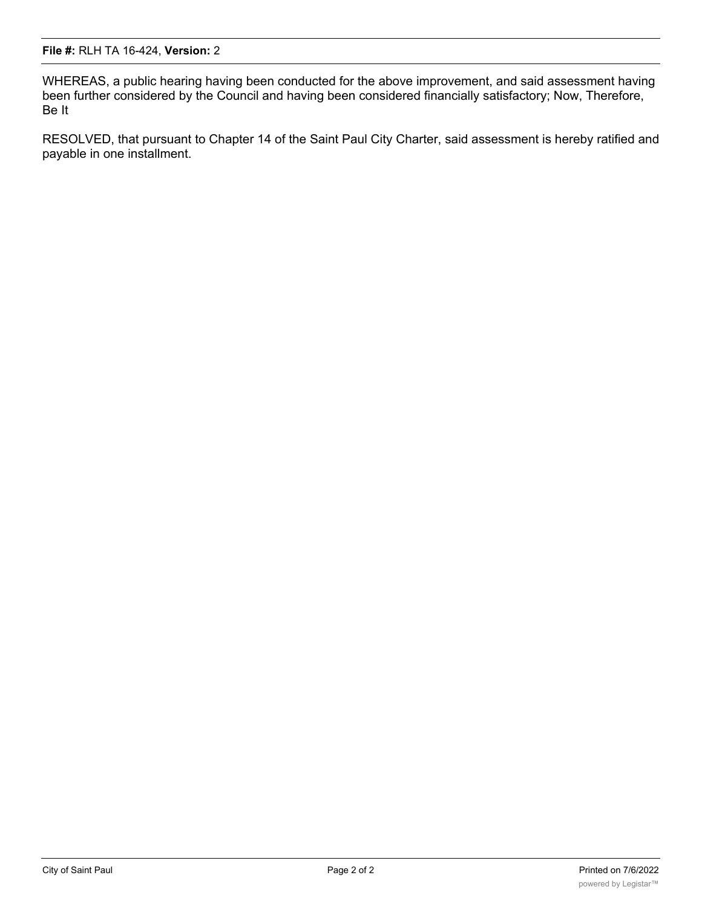WHEREAS, a public hearing having been conducted for the above improvement, and said assessment having been further considered by the Council and having been considered financially satisfactory; Now, Therefore, Be It

RESOLVED, that pursuant to Chapter 14 of the Saint Paul City Charter, said assessment is hereby ratified and payable in one installment.